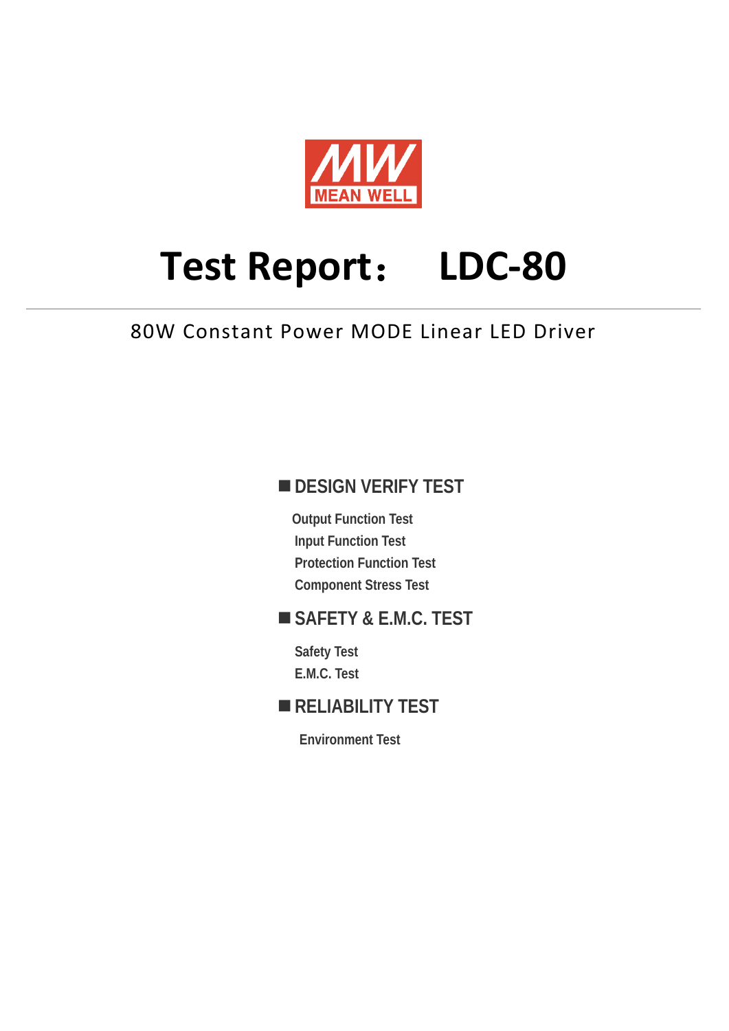MEAN WELL

# Test Report：　LDC-80

80W Constant Power MODE Linear LED Driver

## ■ DESIGN VERIFY TEST

- Output Function Test
- Input Function Test
- Protection Function Test
- Component Stress Test

## ■ SAFETY & E.M.C. TEST

- Safety Test
- E.M.C. Test

## ■ RELIABILITY TEST

- Environment Test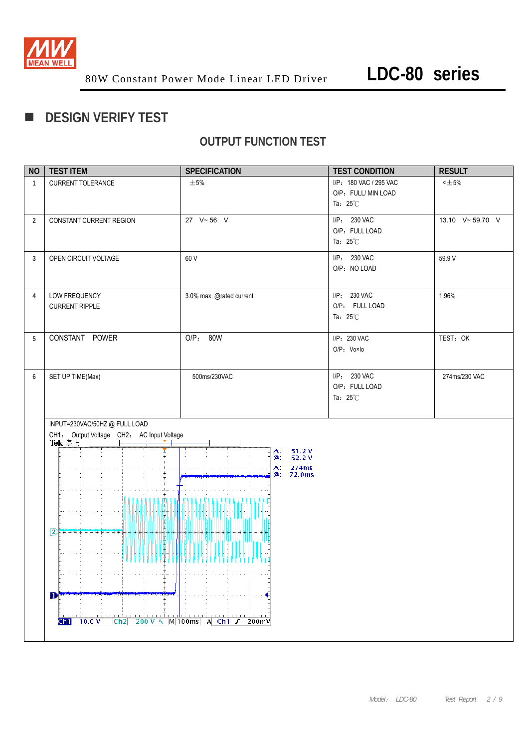80W Constant Power Mode Linear LED Driver

# LDC-80 series

## DESIGN VERIFY TEST

### OUTPUT FUNCTION TEST

| NO | TEST ITEM | SPECIFICATION | TEST CONDITION | RESULT |
|---|---|---|---|---|
| 1 | CURRENT TOLERANCE | ±5% | I/P：180 VAC / 295 VAC<br>O/P：FULL/ MIN LOAD<br>Ta：25℃ | <±5% |
| 2 | CONSTANT CURRENT REGION | 27 V~ 56 V | I/P：230 VAC<br>O/P：FULL LOAD<br>Ta：25℃ | 13.10 V~ 59.70 V |
| 3 | OPEN CIRCUIT VOLTAGE | 60 V | I/P：230 VAC<br>O/P：NO LOAD | 59.9 V |
| 4 | LOW FREQUENCY CURRENT RIPPLE | 3.0% max. @rated current | I/P：230 VAC<br>O/P：FULL LOAD<br>Ta：25℃ | 1.96% |
| 5 | CONSTANT POWER | O/P：80W | I/P：230 VAC<br>O/P：Vo×Io | TEST：OK |
| 6 | SET UP TIME(Max) | 500ms/230VAC | I/P：230 VAC<br>O/P：FULL LOAD<br>Ta：25℃ | 274ms/230 VAC |

INPUT=230VAC/50HZ @ FULL LOAD

CH1：Output Voltage CH2：AC Input Voltage

Tek 停止

Δ: 51.2 V
@: 52.2 V
Δ: 274ms
@: 72.0ms

Ch1 10.0 V Ch2 200 V M 100ms A Ch1 ∫ 200mV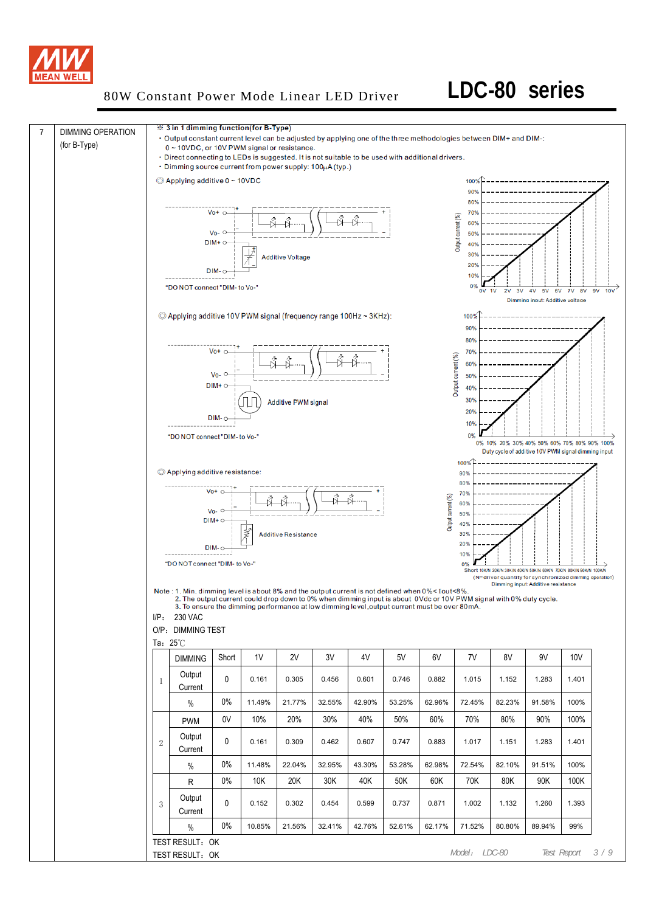7 DIMMING OPERATION (for B-Type)

※ **3 in 1 dimming function(for B-Type)**

- Output constant current level can be adjusted by applying one of the three methodologies between DIM+ and DIM-: 0 ~ 10VDC, or 10V PWM signal or resistance.
- Direct connecting to LEDs is suggested. It is not suitable to be used with additional drivers.
- Dimming source current from power supply: 100μA (typ.)

◎ Applying additive 0 ~ 10VDC

Vo+ Vo- DIM+ DIM- Additive Voltage

"DO NOT connect "DIM- to Vo-"

Output current (%) — Dimming input: Additive voltage (0V 1V 2V 3V 4V 5V 6V 7V 8V 9V 10V)

◎ Applying additive 10V PWM signal (frequency range 100Hz ~ 3KHz):

Vo+ Vo- DIM+ DIM- Additive PWM signal

"DO NOT connect "DIM- to Vo-"

Output current (%) — Duty cycle of additive 10V PWM signal dimming input (0% 10% 20% 30% 40% 50% 60% 70% 80% 90% 100%)

◎ Applying additive resistance:

Vo+ Vo- DIM+ DIM- Additive Resistance

"DO NOT connect "DIM- to Vo-"

Output current (%) — Short 10K/N 20K/N 30K/N 40K/N 50K/N 60K/N 70K/N 80K/N 90K/N 100K/N (N=driver quantity for synchronized dimming operation) Dimming input: Additive resistance

Note : 1. Min. dimming level is about 8% and the output current is not defined when 0%< Iout<8%.
2. The output current could drop down to 0% when dimming input is about 0Vdc or 10V PWM signal with 0% duty cycle.
3. To ensure the dimming performance at low dimming level,output current must be over 80mA.

I/P: 230 VAC

O/P: DIMMING TEST

Ta: 25℃

| | DIMMING | Short | 1V | 2V | 3V | 4V | 5V | 6V | 7V | 8V | 9V | 10V |
|---|---|---|---|---|---|---|---|---|---|---|---|---|
| 1 | Output Current | 0 | 0.161 | 0.305 | 0.456 | 0.601 | 0.746 | 0.882 | 1.015 | 1.152 | 1.283 | 1.401 |
| | % | 0% | 11.49% | 21.77% | 32.55% | 42.90% | 53.25% | 62.96% | 72.45% | 82.23% | 91.58% | 100% |
| 2 | PWM | 0V | 10% | 20% | 30% | 40% | 50% | 60% | 70% | 80% | 90% | 100% |
| | Output Current | 0 | 0.161 | 0.309 | 0.462 | 0.607 | 0.747 | 0.883 | 1.017 | 1.151 | 1.283 | 1.401 |
| | % | 0% | 11.48% | 22.04% | 32.95% | 43.30% | 53.28% | 62.98% | 72.54% | 82.10% | 91.51% | 100% |
| 3 | R | 0% | 10K | 20K | 30K | 40K | 50K | 60K | 70K | 80K | 90K | 100K |
| | Output Current | 0 | 0.152 | 0.302 | 0.454 | 0.599 | 0.737 | 0.871 | 1.002 | 1.132 | 1.260 | 1.393 |
| | % | 0% | 10.85% | 21.56% | 32.41% | 42.76% | 52.61% | 62.17% | 71.52% | 80.80% | 89.94% | 99% |

TEST RESULT: OK

TEST RESULT: OK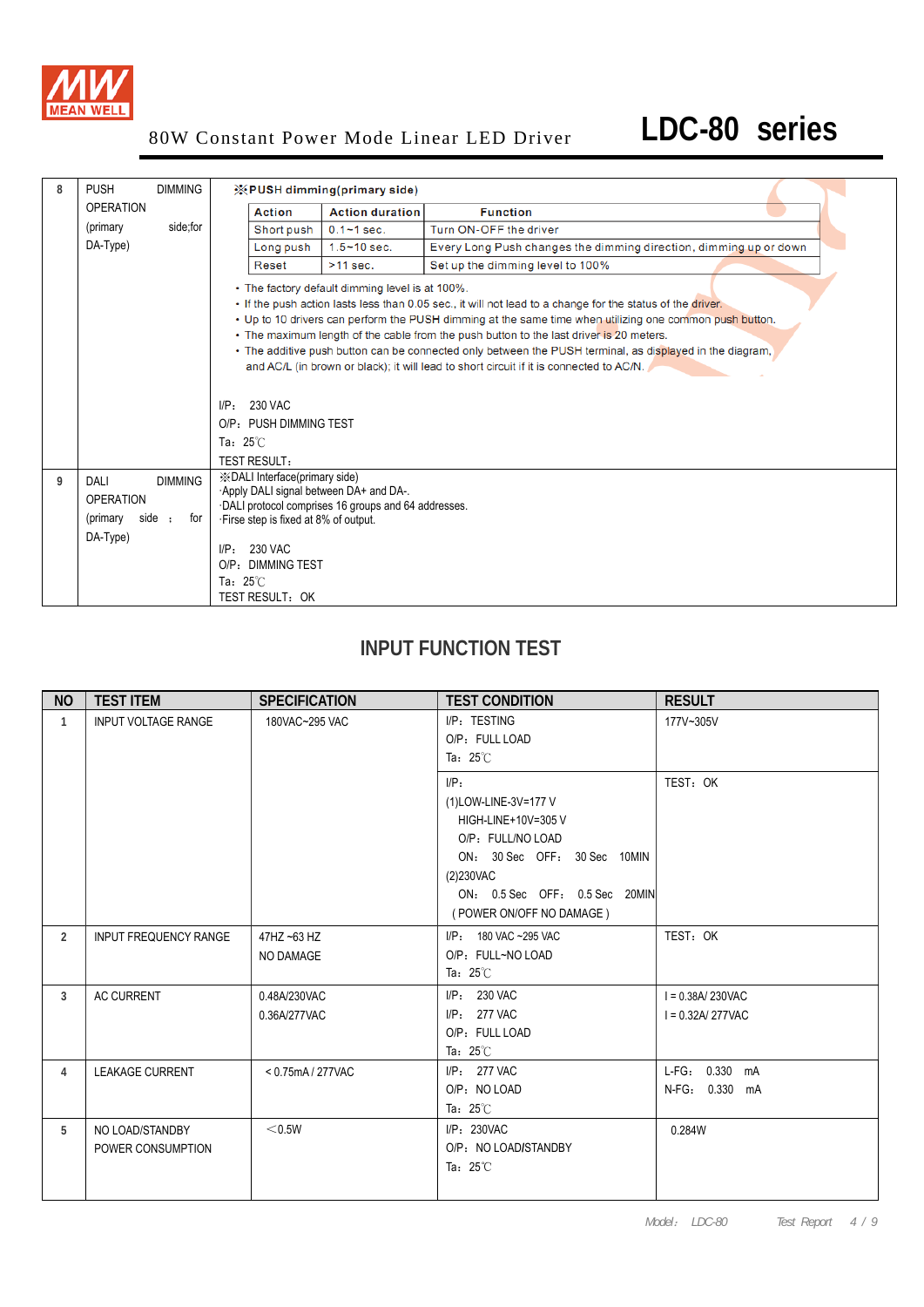| 8 | PUSH DIMMING OPERATION (primary side;for DA-Type) | ※PUSH dimming(primary side)<br><br>Action \| Action duration \| Function<br>Short push \| 0.1~1 sec. \| Turn ON-OFF the driver<br>Long push \| 1.5~10 sec. \| Every Long Push changes the dimming direction, dimming up or down<br>Reset \| >11 sec. \| Set up the dimming level to 100%<br><br>• The factory default dimming level is at 100%.<br>• If the push action lasts less than 0.05 sec., it will not lead to a change for the status of the driver.<br>• Up to 10 drivers can perform the PUSH dimming at the same time when utilizing one common push button.<br>• The maximum length of the cable from the push button to the last driver is 20 meters.<br>• The additive push button can be connected only between the PUSH terminal, as displayed in the diagram, and AC/L (in brown or black); it will lead to short circuit if it is connected to AC/N.<br><br>I/P: 230 VAC<br>O/P: PUSH DIMMING TEST<br>Ta: 25℃<br>TEST RESULT: |
|---|---|---|
| 9 | DALI DIMMING OPERATION (primary side ; for DA-Type) | ※DALI Interface(primary side)<br>·Apply DALI signal between DA+ and DA-.<br>·DALI protocol comprises 16 groups and 64 addresses.<br>·Firse step is fixed at 8% of output.<br><br>I/P: 230 VAC<br>O/P: DIMMING TEST<br>Ta: 25℃<br>TEST RESULT: OK |

## INPUT FUNCTION TEST

| NO | TEST ITEM | SPECIFICATION | TEST CONDITION | RESULT |
|---|---|---|---|---|
| 1 | INPUT VOLTAGE RANGE | 180VAC~295 VAC | I/P: TESTING<br>O/P: FULL LOAD<br>Ta: 25℃ | 177V~305V |
| | | | I/P:<br>(1)LOW-LINE-3V=177 V<br>HIGH-LINE+10V=305 V<br>O/P: FULL/NO LOAD<br>ON: 30 Sec OFF: 30 Sec 10MIN<br>(2)230VAC<br>ON: 0.5 Sec OFF: 0.5 Sec 20MIN<br>( POWER ON/OFF NO DAMAGE ) | TEST: OK |
| 2 | INPUT FREQUENCY RANGE | 47HZ ~63 HZ<br>NO DAMAGE | I/P: 180 VAC ~295 VAC<br>O/P: FULL~NO LOAD<br>Ta: 25℃ | TEST: OK |
| 3 | AC CURRENT | 0.48A/230VAC<br>0.36A/277VAC | I/P: 230 VAC<br>I/P: 277 VAC<br>O/P: FULL LOAD<br>Ta: 25℃ | I = 0.38A/ 230VAC<br>I = 0.32A/ 277VAC |
| 4 | LEAKAGE CURRENT | < 0.75mA / 277VAC | I/P: 277 VAC<br>O/P: NO LOAD<br>Ta: 25℃ | L-FG: 0.330 mA<br>N-FG: 0.330 mA |
| 5 | NO LOAD/STANDBY POWER CONSUMPTION | <0.5W | I/P: 230VAC<br>O/P: NO LOAD/STANDBY<br>Ta: 25℃ | 0.284W |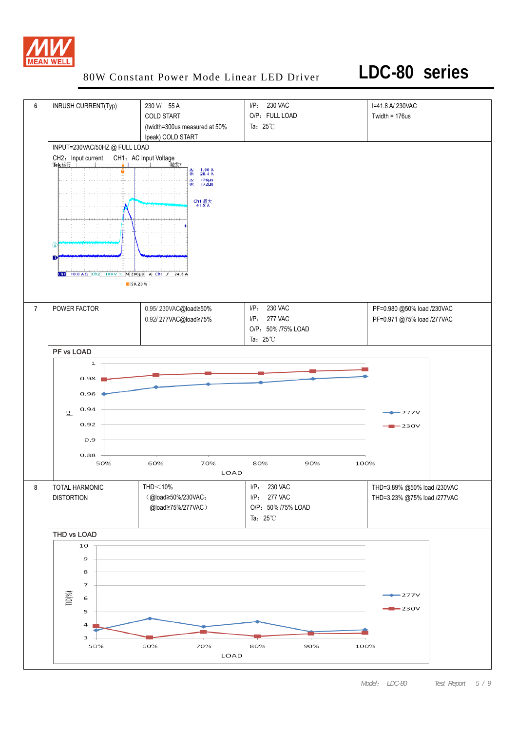# 80W Constant Power Mode Linear LED Driver — LDC-80 series

| | | | | |
|---|---|---|---|---|
| 6 | INRUSH CURRENT(Typ) | 230 V/ 55 A<br>COLD START<br>(twidth=300us measured at 50% Ipeak) COLD START | I/P: 230 VAC<br>O/P: FULL LOAD<br>Ta: 25℃ | I=41.8 A/ 230VAC<br>Twidth = 176us |

INPUT=230VAC/50HZ @ FULL LOAD

CH2: Input current CH1: AC Input Voltage

| | | | | |
|---|---|---|---|---|
| 7 | POWER FACTOR | 0.95/ 230VAC@load≥50%<br>0.92/ 277VAC@load≥75% | I/P: 230 VAC<br>I/P: 277 VAC<br>O/P: 50% /75% LOAD<br>Ta: 25℃ | PF=0.980 @50% load /230VAC<br>PF=0.971 @75% load /277VAC |

PF vs LOAD

| | | | | |
|---|---|---|---|---|
| 8 | TOTAL HARMONIC DISTORTION | THD＜10%<br>(@load≥50%/230VAC;<br>@load≥75%/277VAC) | I/P: 230 VAC<br>I/P: 277 VAC<br>O/P: 50% /75% LOAD<br>Ta: 25℃ | THD=3.89% @50% load /230VAC<br>THD=3.23% @75% load /277VAC |

THD vs LOAD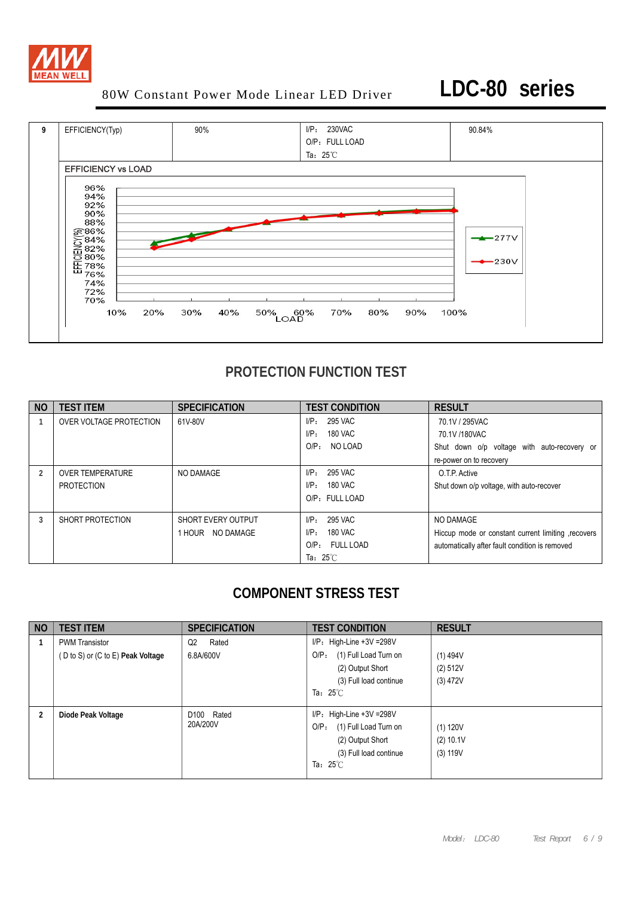| 9 | EFFICIENCY(Typ) | 90% | I/P: 230VAC<br>O/P: FULL LOAD<br>Ta: 25℃ | 90.84% |
|---|---|---|---|---|

**EFFICIENCY vs LOAD**

EFFICIENCY(%): 96%, 94%, 92%, 90%, 88%, 86%, 84%, 82%, 80%, 78%, 76%, 74%, 72%, 70%

LOAD: 10%, 20%, 30%, 40%, 50%, 60%, 70%, 80%, 90%, 100%

Legend: 277V, 230V

## PROTECTION FUNCTION TEST

| NO | TEST ITEM | SPECIFICATION | TEST CONDITION | RESULT |
|---|---|---|---|---|
| 1 | OVER VOLTAGE PROTECTION | 61V-80V | I/P: 295 VAC<br>I/P: 180 VAC<br>O/P: NO LOAD | 70.1V / 295VAC<br>70.1V /180VAC<br>Shut down o/p voltage with auto-recovery or re-power on to recovery |
| 2 | OVER TEMPERATURE PROTECTION | NO DAMAGE | I/P: 295 VAC<br>I/P: 180 VAC<br>O/P: FULL LOAD | O.T.P. Active<br>Shut down o/p voltage, with auto-recover |
| 3 | SHORT PROTECTION | SHORT EVERY OUTPUT<br>1 HOUR NO DAMAGE | I/P: 295 VAC<br>I/P: 180 VAC<br>O/P: FULL LOAD<br>Ta: 25℃ | NO DAMAGE<br>Hiccup mode or constant current limiting ,recovers automatically after fault condition is removed |

## COMPONENT STRESS TEST

| NO | TEST ITEM | SPECIFICATION | TEST CONDITION | RESULT |
|---|---|---|---|---|
| 1 | PWM Transistor<br>( D to S) or (C to E) **Peak Voltage** | Q2 Rated<br>6.8A/600V | I/P: High-Line +3V =298V<br>O/P: (1) Full Load Turn on<br>(2) Output Short<br>(3) Full load continue<br>Ta: 25℃ | (1) 494V<br>(2) 512V<br>(3) 472V |
| 2 | **Diode Peak Voltage** | D100 Rated<br>20A/200V | I/P: High-Line +3V =298V<br>O/P: (1) Full Load Turn on<br>(2) Output Short<br>(3) Full load continue<br>Ta: 25℃ | (1) 120V<br>(2) 10.1V<br>(3) 119V |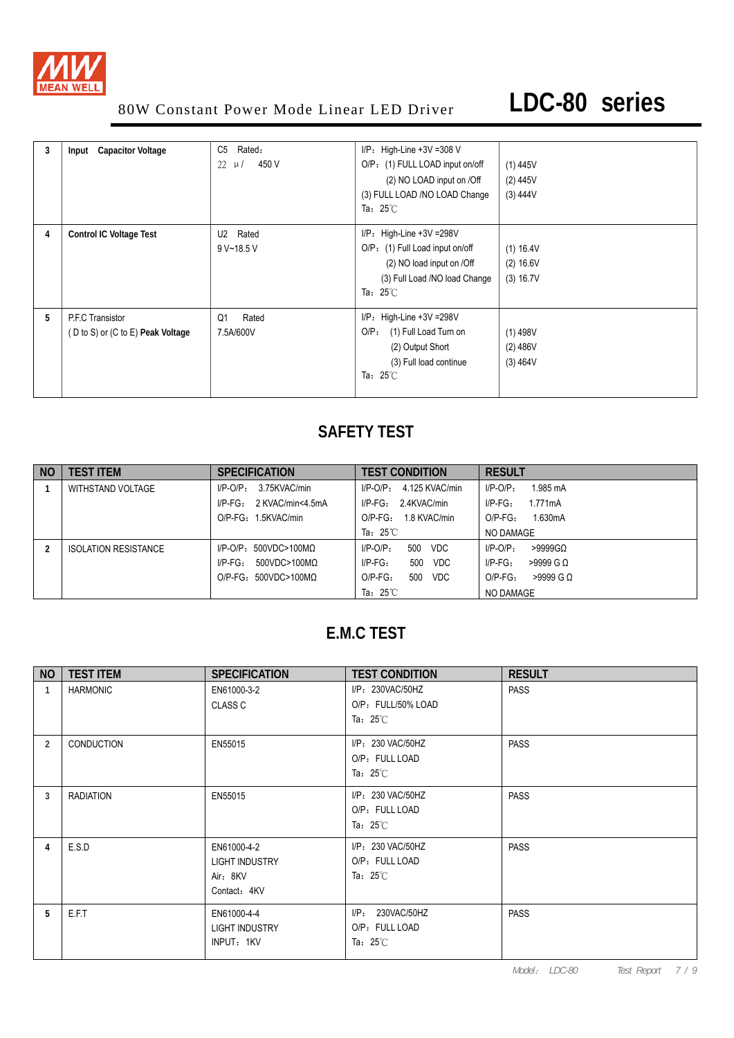80W Constant Power Mode Linear LED Driver **LDC-80 series**

| 3 | **Input Capacitor Voltage** | C5 Rated:<br>22 μ/ 450 V | I/P: High-Line +3V =308 V<br>O/P: (1) FULL LOAD input on/off<br>(2) NO LOAD input on /Off<br>(3) FULL LOAD /NO LOAD Change<br>Ta: 25℃ | (1) 445V<br>(2) 445V<br>(3) 444V |
|---|---|---|---|---|
| 4 | **Control IC Voltage Test** | U2 Rated<br>9 V~18.5 V | I/P: High-Line +3V =298V<br>O/P: (1) Full Load input on/off<br>(2) NO load input on /Off<br>(3) Full Load /NO load Change<br>Ta: 25℃ | (1) 16.4V<br>(2) 16.6V<br>(3) 16.7V |
| 5 | P.F.C Transistor<br>( D to S) or (C to E) **Peak Voltage** | Q1 Rated<br>7.5A/600V | I/P: High-Line +3V =298V<br>O/P: (1) Full Load Turn on<br>(2) Output Short<br>(3) Full load continue<br>Ta: 25℃ | (1) 498V<br>(2) 486V<br>(3) 464V |

## SAFETY TEST

| NO | TEST ITEM | SPECIFICATION | TEST CONDITION | RESULT |
|---|---|---|---|---|
| 1 | WITHSTAND VOLTAGE | I/P-O/P: 3.75KVAC/min<br>I/P-FG: 2 KVAC/min<4.5mA<br>O/P-FG: 1.5KVAC/min | I/P-O/P: 4.125 KVAC/min<br>I/P-FG: 2.4KVAC/min<br>O/P-FG: 1.8 KVAC/min<br>Ta: 25℃ | I/P-O/P: 1.985 mA<br>I/P-FG: 1.771mA<br>O/P-FG: 1.630mA<br>NO DAMAGE |
| 2 | ISOLATION RESISTANCE | I/P-O/P: 500VDC>100MΩ<br>I/P-FG: 500VDC>100MΩ<br>O/P-FG: 500VDC>100MΩ | I/P-O/P: 500 VDC<br>I/P-FG: 500 VDC<br>O/P-FG: 500 VDC<br>Ta: 25℃ | I/P-O/P: >9999GΩ<br>I/P-FG: >9999 G Ω<br>O/P-FG: >9999 G Ω<br>NO DAMAGE |

## E.M.C TEST

| NO | TEST ITEM | SPECIFICATION | TEST CONDITION | RESULT |
|---|---|---|---|---|
| 1 | HARMONIC | EN61000-3-2<br>CLASS C | I/P: 230VAC/50HZ<br>O/P: FULL/50% LOAD<br>Ta: 25℃ | PASS |
| 2 | CONDUCTION | EN55015 | I/P: 230 VAC/50HZ<br>O/P: FULL LOAD<br>Ta: 25℃ | PASS |
| 3 | RADIATION | EN55015 | I/P: 230 VAC/50HZ<br>O/P: FULL LOAD<br>Ta: 25℃ | PASS |
| 4 | E.S.D | EN61000-4-2<br>LIGHT INDUSTRY<br>Air: 8KV<br>Contact: 4KV | I/P: 230 VAC/50HZ<br>O/P: FULL LOAD<br>Ta: 25℃ | PASS |
| 5 | E.F.T | EN61000-4-4<br>LIGHT INDUSTRY<br>INPUT: 1KV | I/P: 230VAC/50HZ<br>O/P: FULL LOAD<br>Ta: 25℃ | PASS |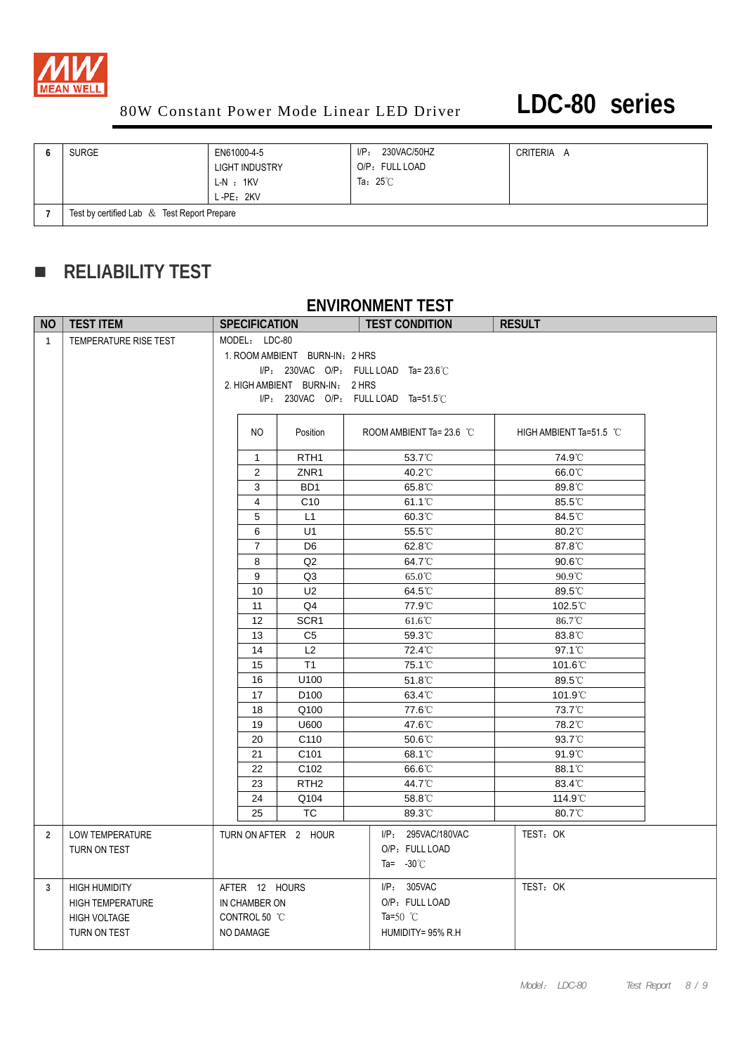80W Constant Power Mode Linear LED Driver

# LDC-80 series

| 6 | SURGE | EN61000-4-5<br>LIGHT INDUSTRY<br>L-N：1KV<br>L-PE：2KV | I/P：230VAC/50HZ<br>O/P：FULL LOAD<br>Ta：25℃ | CRITERIA A |
|---|---|---|---|---|
| 7 | Test by certified Lab ＆ Test Report Prepare | | | |

## ■ RELIABILITY TEST

### ENVIRONMENT TEST

| NO | TEST ITEM | SPECIFICATION | TEST CONDITION | RESULT |
|---|---|---|---|---|
| 1 | TEMPERATURE RISE TEST | MODEL：LDC-80<br>1. ROOM AMBIENT BURN-IN：2 HRS<br>I/P：230VAC O/P：FULL LOAD Ta= 23.6℃<br>2. HIGH AMBIENT BURN-IN：2 HRS<br>I/P：230VAC O/P：FULL LOAD Ta=51.5℃ | | |

| NO | Position | ROOM AMBIENT Ta= 23.6 ℃ | HIGH AMBIENT Ta=51.5 ℃ |
|---|---|---|---|
| 1 | RTH1 | 53.7℃ | 74.9℃ |
| 2 | ZNR1 | 40.2℃ | 66.0℃ |
| 3 | BD1 | 65.8℃ | 89.8℃ |
| 4 | C10 | 61.1℃ | 85.5℃ |
| 5 | L1 | 60.3℃ | 84.5℃ |
| 6 | U1 | 55.5℃ | 80.2℃ |
| 7 | D6 | 62.8℃ | 87.8℃ |
| 8 | Q2 | 64.7℃ | 90.6℃ |
| 9 | Q3 | 65.0℃ | 90.9℃ |
| 10 | U2 | 64.5℃ | 89.5℃ |
| 11 | Q4 | 77.9℃ | 102.5℃ |
| 12 | SCR1 | 61.6℃ | 86.7℃ |
| 13 | C5 | 59.3℃ | 83.8℃ |
| 14 | L2 | 72.4℃ | 97.1℃ |
| 15 | T1 | 75.1℃ | 101.6℃ |
| 16 | U100 | 51.8℃ | 89.5℃ |
| 17 | D100 | 63.4℃ | 101.9℃ |
| 18 | Q100 | 77.6℃ | 73.7℃ |
| 19 | U600 | 47.6℃ | 78.2℃ |
| 20 | C110 | 50.6℃ | 93.7℃ |
| 21 | C101 | 68.1℃ | 91.9℃ |
| 22 | C102 | 66.6℃ | 88.1℃ |
| 23 | RTH2 | 44.7℃ | 83.4℃ |
| 24 | Q104 | 58.8℃ | 114.9℃ |
| 25 | TC | 89.3℃ | 80.7℃ |

| NO | TEST ITEM | SPECIFICATION | TEST CONDITION | RESULT |
|---|---|---|---|---|
| 2 | LOW TEMPERATURE<br>TURN ON TEST | TURN ON AFTER 2 HOUR | I/P：295VAC/180VAC<br>O/P：FULL LOAD<br>Ta= -30℃ | TEST：OK |
| 3 | HIGH HUMIDITY<br>HIGH TEMPERATURE<br>HIGH VOLTAGE<br>TURN ON TEST | AFTER 12 HOURS<br>IN CHAMBER ON<br>CONTROL 50 ℃<br>NO DAMAGE | I/P：305VAC<br>O/P：FULL LOAD<br>Ta=50 ℃<br>HUMIDITY= 95% R.H | TEST：OK |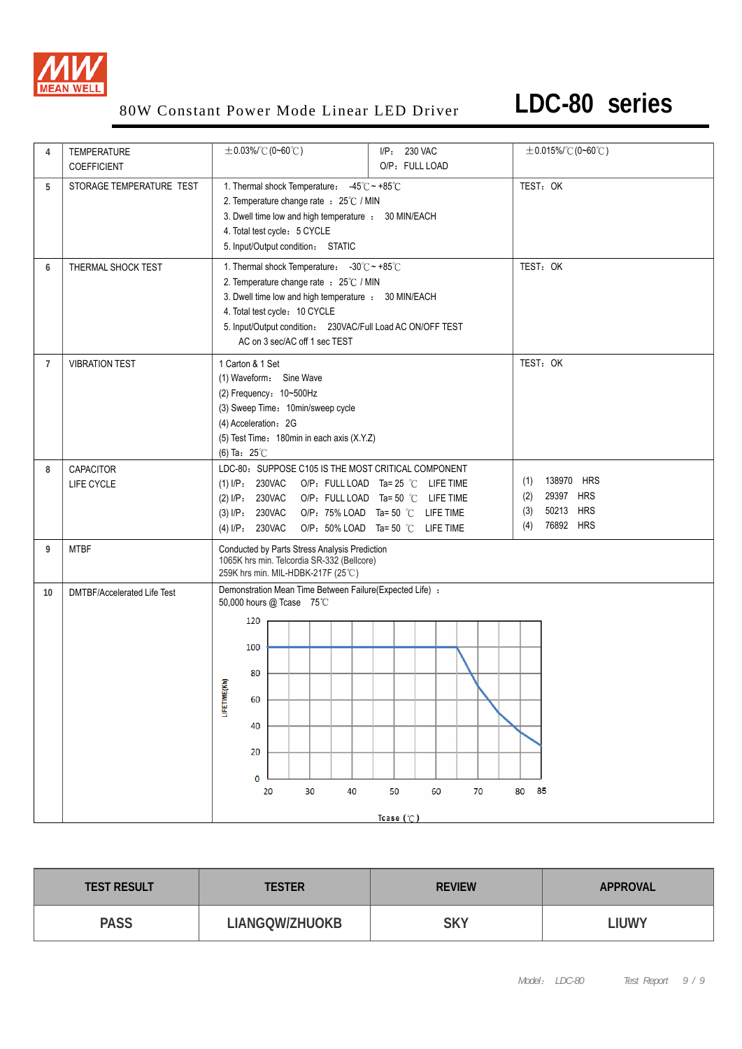# 80W Constant Power Mode Linear LED Driver

# LDC-80 series

| | | | |
|---|---|---|---|
| 4 | TEMPERATURE COEFFICIENT | ±0.03%/℃ (0~60℃) ; I/P: 230 VAC ; O/P: FULL LOAD | ±0.015%/℃ (0~60℃) |
| 5 | STORAGE TEMPERATURE TEST | 1. Thermal shock Temperature: -45℃ ~ +85℃<br>2. Temperature change rate : 25℃ / MIN<br>3. Dwell time low and high temperature : 30 MIN/EACH<br>4. Total test cycle: 5 CYCLE<br>5. Input/Output condition: STATIC | TEST: OK |
| 6 | THERMAL SHOCK TEST | 1. Thermal shock Temperature: -30℃ ~ +85℃<br>2. Temperature change rate : 25℃ / MIN<br>3. Dwell time low and high temperature : 30 MIN/EACH<br>4. Total test cycle: 10 CYCLE<br>5. Input/Output condition: 230VAC/Full Load AC ON/OFF TEST<br>AC on 3 sec/AC off 1 sec TEST | TEST: OK |
| 7 | VIBRATION TEST | 1 Carton & 1 Set<br>(1) Waveform: Sine Wave<br>(2) Frequency: 10~500Hz<br>(3) Sweep Time: 10min/sweep cycle<br>(4) Acceleration: 2G<br>(5) Test Time: 180min in each axis (X.Y.Z)<br>(6) Ta: 25℃ | TEST: OK |
| 8 | CAPACITOR LIFE CYCLE | LDC-80: SUPPOSE C105 IS THE MOST CRITICAL COMPONENT<br>(1) I/P: 230VAC O/P: FULL LOAD Ta= 25 ℃ LIFE TIME<br>(2) I/P: 230VAC O/P: FULL LOAD Ta= 50 ℃ LIFE TIME<br>(3) I/P: 230VAC O/P: 75% LOAD Ta= 50 ℃ LIFE TIME<br>(4) I/P: 230VAC O/P: 50% LOAD Ta= 50 ℃ LIFE TIME | (1) 138970 HRS<br>(2) 29397 HRS<br>(3) 50213 HRS<br>(4) 76892 HRS |
| 9 | MTBF | Conducted by Parts Stress Analysis Prediction<br>1065K hrs min. Telcordia SR-332 (Bellcore)<br>259K hrs min. MIL-HDBK-217F (25℃) | |
| 10 | DMTBF/Accelerated Life Test | Demonstration Mean Time Between Failure(Expected Life) :<br>50,000 hours @ Tcase 75℃ | |

LIFETIME(Kh)
120
100
80
60
40
20
0
20 30 40 50 60 70 80 85
Tcase (℃)

| TEST RESULT | TESTER | REVIEW | APPROVAL |
|---|---|---|---|
| PASS | LIANGQW/ZHUOKB | SKY | LIUWY |